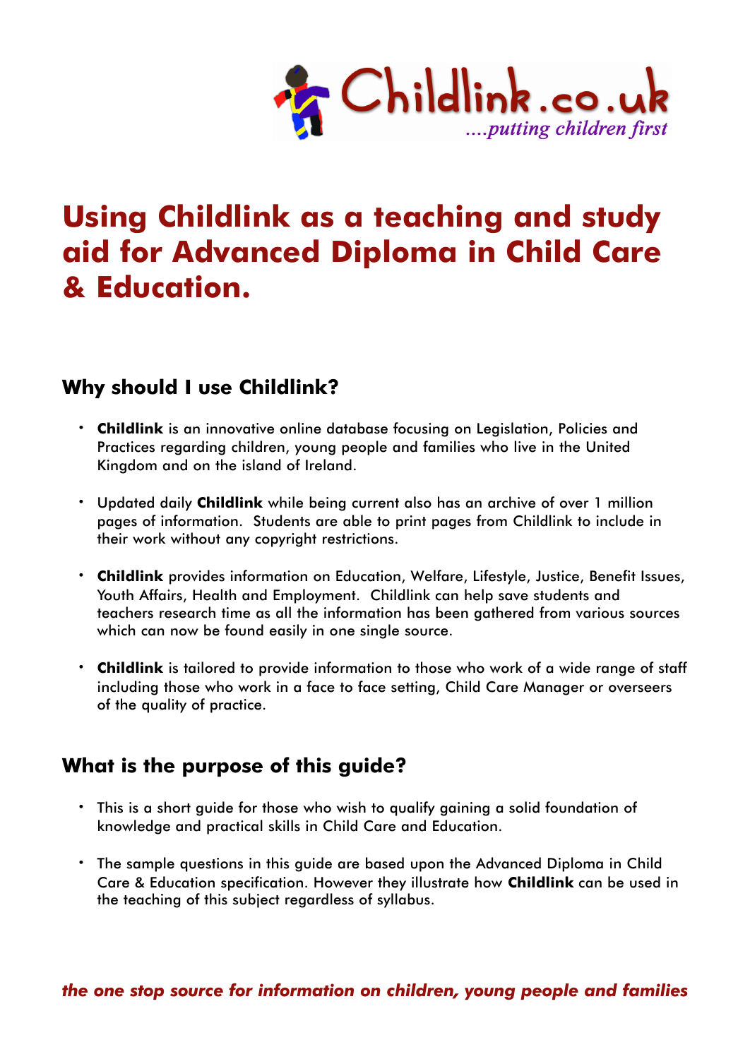Childlink.co.uk

*....putting children first*

# Using Childlink as a teaching and study aid for Advanced Diploma in Child Care & Education.

## Why should I use Childlink?

- **Childlink** is an innovative online database focusing on Legislation, Policies and Practices regarding children, young people and families who live in the United Kingdom and on the island of Ireland.

- Updated daily **Childlink** while being current also has an archive of over 1 million pages of information. Students are able to print pages from Childlink to include in their work without any copyright restrictions.

- **Childlink** provides information on Education, Welfare, Lifestyle, Justice, Benefit Issues, Youth Affairs, Health and Employment. Childlink can help save students and teachers research time as all the information has been gathered from various sources which can now be found easily in one single source.

- **Childlink** is tailored to provide information to those who work of a wide range of staff including those who work in a face to face setting, Child Care Manager or overseers of the quality of practice.

## What is the purpose of this guide?

- This is a short guide for those who wish to qualify gaining a solid foundation of knowledge and practical skills in Child Care and Education.

- The sample questions in this guide are based upon the Advanced Diploma in Child Care & Education specification. However they illustrate how **Childlink** can be used in the teaching of this subject regardless of syllabus.

***the one stop source for information on children, young people and families***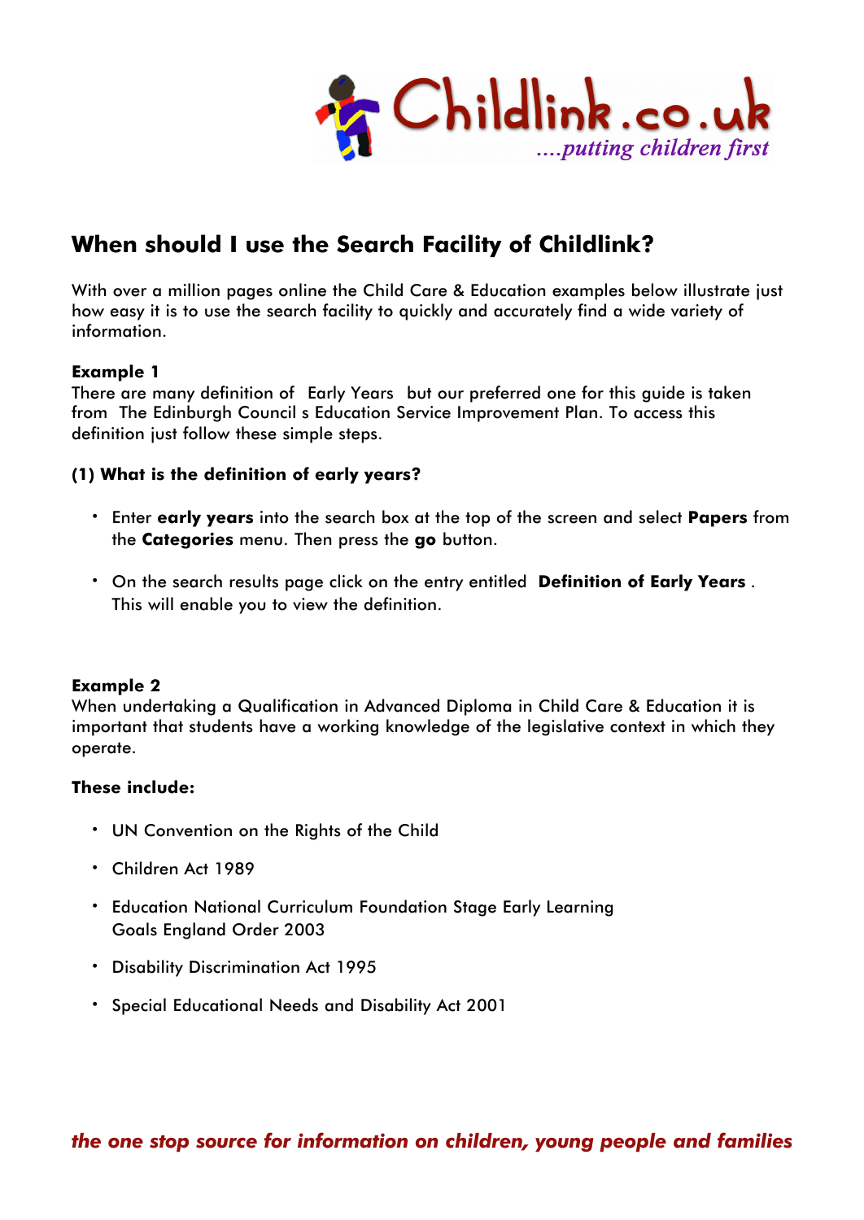# When should I use the Search Facility of Childlink?

With over a million pages online the Child Care & Education examples below illustrate just how easy it is to use the search facility to quickly and accurately find a wide variety of information.

**Example 1**
There are many definition of Early Years but our preferred one for this guide is taken from The Edinburgh Council s Education Service Improvement Plan. To access this definition just follow these simple steps.

**(1) What is the definition of early years?**

- Enter **early years** into the search box at the top of the screen and select **Papers** from the **Categories** menu. Then press the **go** button.
- On the search results page click on the entry entitled **Definition of Early Years** . This will enable you to view the definition.

**Example 2**
When undertaking a Qualification in Advanced Diploma in Child Care & Education it is important that students have a working knowledge of the legislative context in which they operate.

**These include:**

- UN Convention on the Rights of the Child
- Children Act 1989
- Education National Curriculum Foundation Stage Early Learning Goals England Order 2003
- Disability Discrimination Act 1995
- Special Educational Needs and Disability Act 2001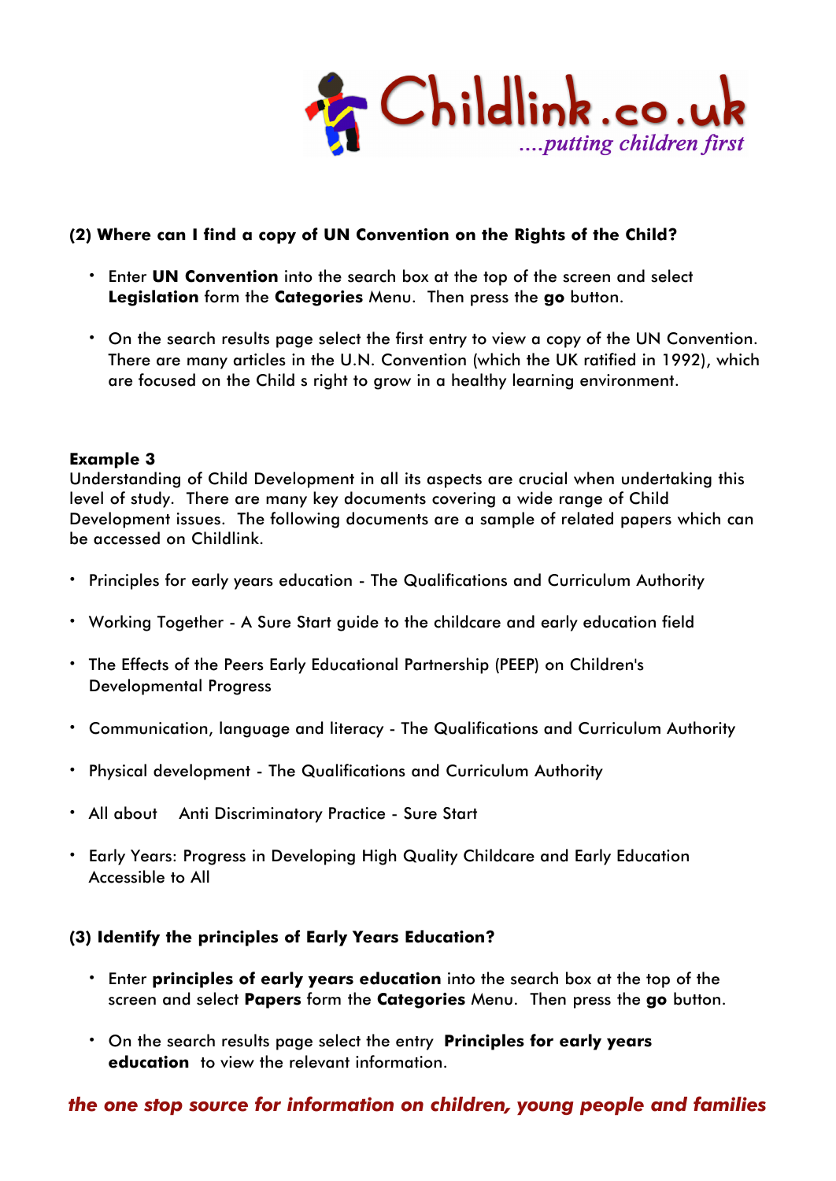### (2) Where can I find a copy of UN Convention on the Rights of the Child?

- Enter **UN Convention** into the search box at the top of the screen and select **Legislation** form the **Categories** Menu. Then press the **go** button.
- On the search results page select the first entry to view a copy of the UN Convention. There are many articles in the U.N. Convention (which the UK ratified in 1992), which are focused on the Child s right to grow in a healthy learning environment.

**Example 3**
Understanding of Child Development in all its aspects are crucial when undertaking this level of study. There are many key documents covering a wide range of Child Development issues. The following documents are a sample of related papers which can be accessed on Childlink.

- Principles for early years education - The Qualifications and Curriculum Authority
- Working Together - A Sure Start guide to the childcare and early education field
- The Effects of the Peers Early Educational Partnership (PEEP) on Children's Developmental Progress
- Communication, language and literacy - The Qualifications and Curriculum Authority
- Physical development - The Qualifications and Curriculum Authority
- All about Anti Discriminatory Practice - Sure Start
- Early Years: Progress in Developing High Quality Childcare and Early Education Accessible to All

### (3) Identify the principles of Early Years Education?

- Enter **principles of early years education** into the search box at the top of the screen and select **Papers** form the **Categories** Menu. Then press the **go** button.
- On the search results page select the entry **Principles for early years education** to view the relevant information.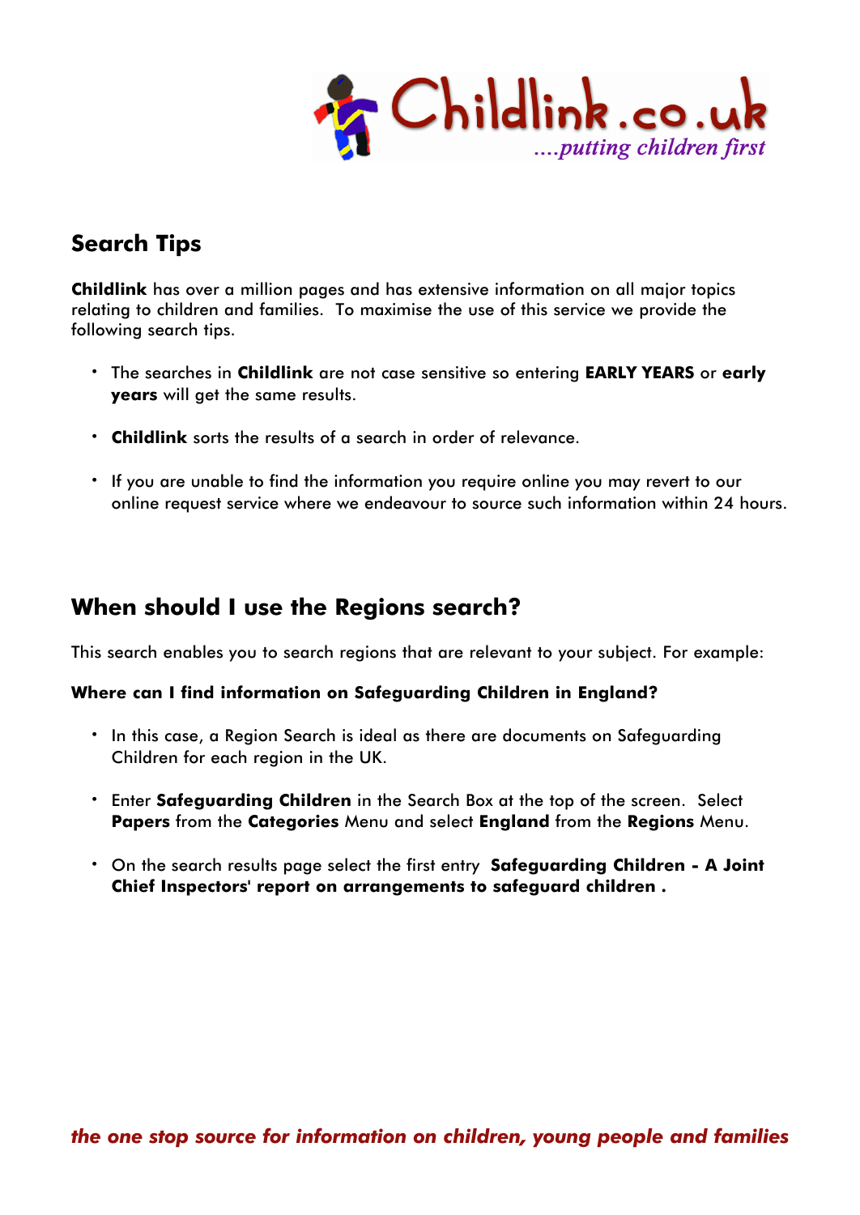## Search Tips

**Childlink** has over a million pages and has extensive information on all major topics relating to children and families. To maximise the use of this service we provide the following search tips.

- The searches in **Childlink** are not case sensitive so entering **EARLY YEARS** or **early years** will get the same results.
- **Childlink** sorts the results of a search in order of relevance.
- If you are unable to find the information you require online you may revert to our online request service where we endeavour to source such information within 24 hours.

## When should I use the Regions search?

This search enables you to search regions that are relevant to your subject. For example:

**Where can I find information on Safeguarding Children in England?**

- In this case, a Region Search is ideal as there are documents on Safeguarding Children for each region in the UK.
- Enter **Safeguarding Children** in the Search Box at the top of the screen. Select **Papers** from the **Categories** Menu and select **England** from the **Regions** Menu.
- On the search results page select the first entry **Safeguarding Children - A Joint Chief Inspectors' report on arrangements to safeguard children .**

*the one stop source for information on children, young people and families*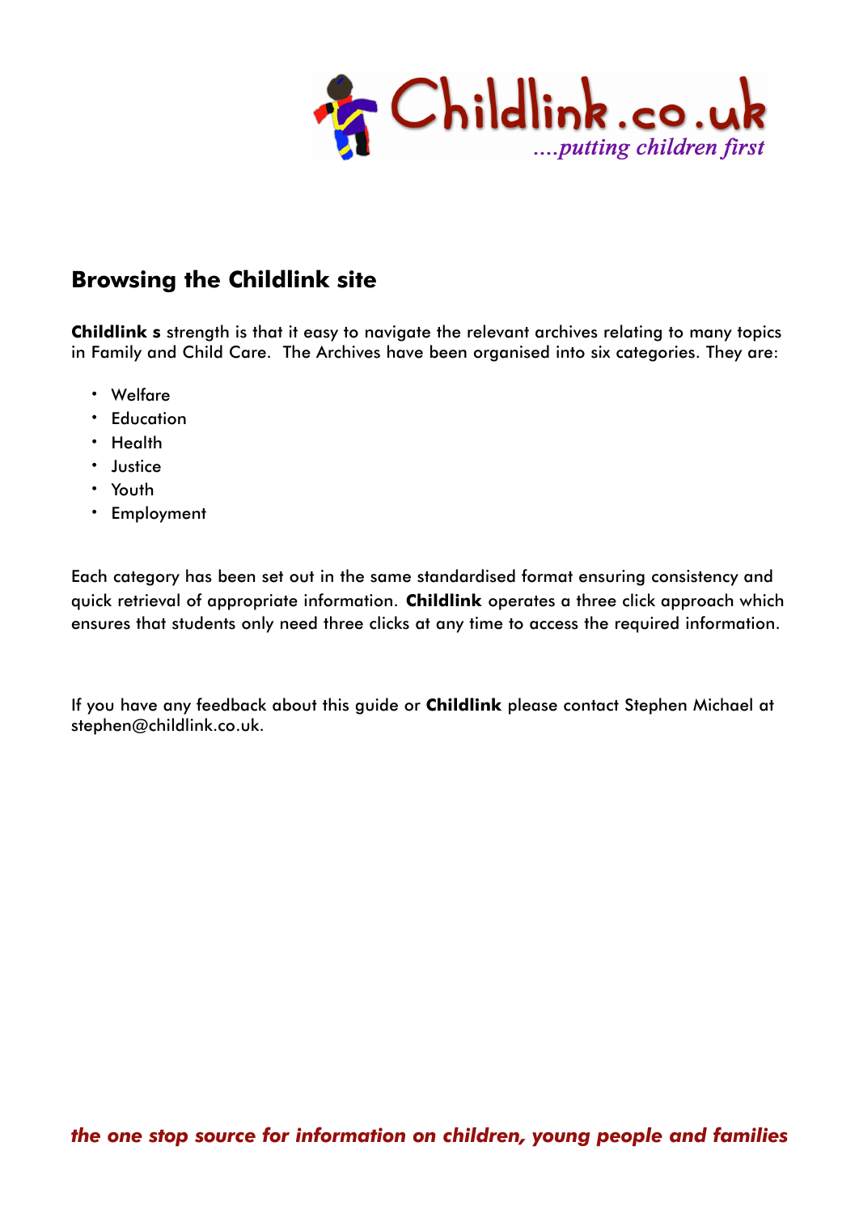## Browsing the Childlink site

**Childlink s** strength is that it easy to navigate the relevant archives relating to many topics in Family and Child Care. The Archives have been organised into six categories. They are:

- Welfare
- Education
- Health
- Justice
- Youth
- Employment

Each category has been set out in the same standardised format ensuring consistency and quick retrieval of appropriate information. **Childlink** operates a three click approach which ensures that students only need three clicks at any time to access the required information.

If you have any feedback about this guide or **Childlink** please contact Stephen Michael at stephen@childlink.co.uk.

***the one stop source for information on children, young people and families***